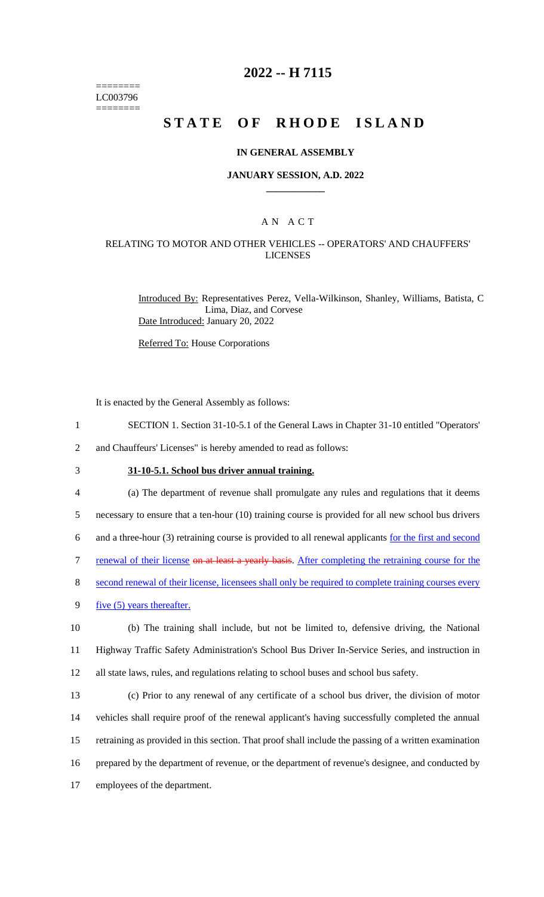========
LC003796
========

# 2022 -- H 7115

# STATE OF RHODE ISLAND

## IN GENERAL ASSEMBLY

### JANUARY SESSION, A.D. 2022

### A N A C T

### RELATING TO MOTOR AND OTHER VEHICLES -- OPERATORS' AND CHAUFFEURS' LICENSES

Introduced By: Representatives Perez, Vella-Wilkinson, Shanley, Williams, Batista, C Lima, Diaz, and Corvese

Date Introduced: January 20, 2022

Referred To: House Corporations

It is enacted by the General Assembly as follows:

1 SECTION 1. Section 31-10-5.1 of the General Laws in Chapter 31-10 entitled "Operators'
2 and Chauffeurs' Licenses" is hereby amended to read as follows:

3 **31-10-5.1. School bus driver annual training.**

4 (a) The department of revenue shall promulgate any rules and regulations that it deems
5 necessary to ensure that a ten-hour (10) training course is provided for all new school bus drivers
6 and a three-hour (3) retraining course is provided to all renewal applicants for the first and second
7 renewal of their license ~~on at least a yearly basis~~. After completing the retraining course for the
8 second renewal of their license, licensees shall only be required to complete training courses every
9 five (5) years thereafter.

10 (b) The training shall include, but not be limited to, defensive driving, the National
11 Highway Traffic Safety Administration's School Bus Driver In-Service Series, and instruction in
12 all state laws, rules, and regulations relating to school buses and school bus safety.

13 (c) Prior to any renewal of any certificate of a school bus driver, the division of motor
14 vehicles shall require proof of the renewal applicant's having successfully completed the annual
15 retraining as provided in this section. That proof shall include the passing of a written examination
16 prepared by the department of revenue, or the department of revenue's designee, and conducted by
17 employees of the department.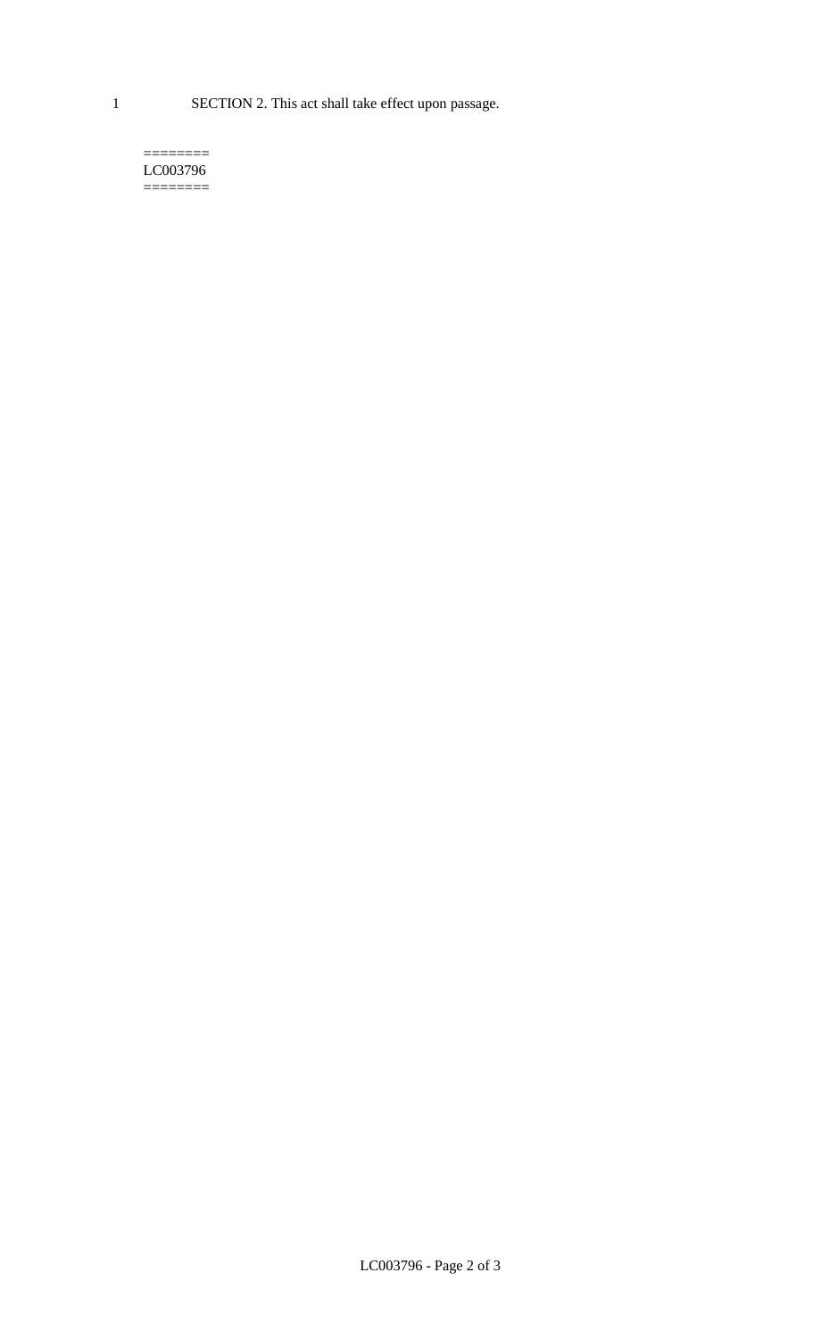1 SECTION 2. This act shall take effect upon passage.

========
LC003796
========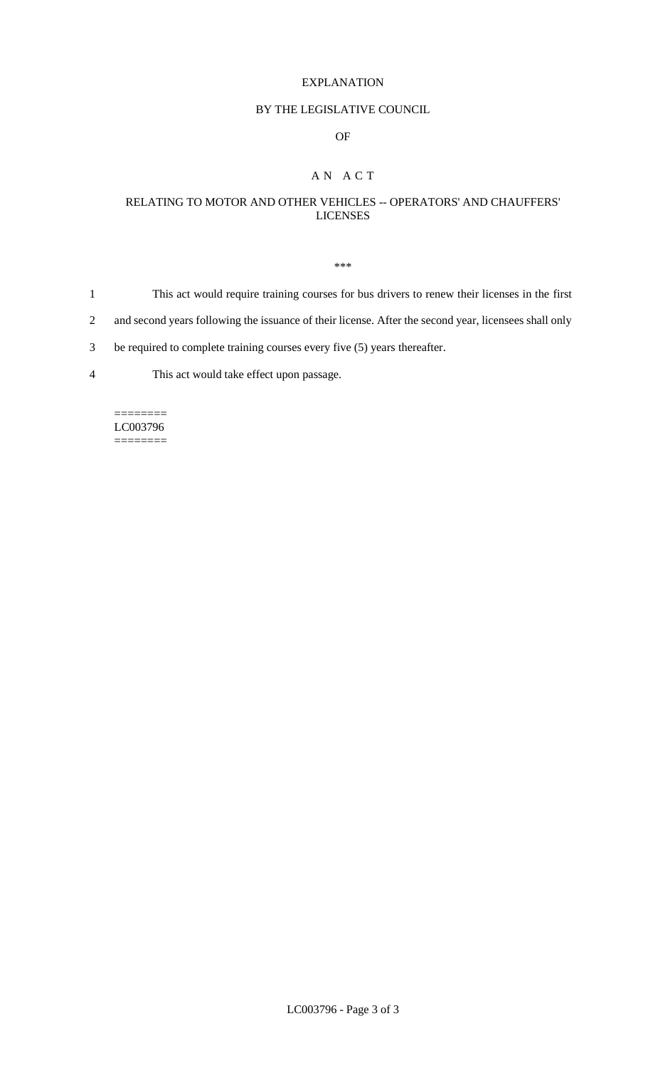EXPLANATION

BY THE LEGISLATIVE COUNCIL

OF

A N A C T

RELATING TO MOTOR AND OTHER VEHICLES -- OPERATORS' AND CHAUFFERS' LICENSES

***

This act would require training courses for bus drivers to renew their licenses in the first and second years following the issuance of their license. After the second year, licensees shall only be required to complete training courses every five (5) years thereafter.

This act would take effect upon passage.

========
LC003796
========